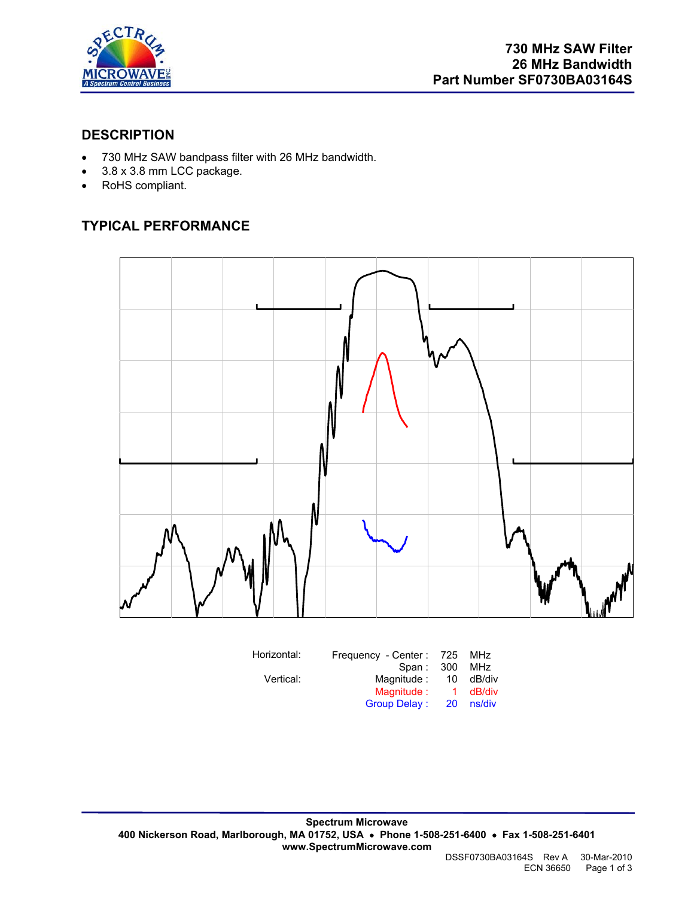**730 MHz SAW Filter**
**26 MHz Bandwidth**
**Part Number SF0730BA03164S**

## DESCRIPTION

- 730 MHz SAW bandpass filter with 26 MHz bandwidth.
- 3.8 x 3.8 mm LCC package.
- RoHS compliant.

## TYPICAL PERFORMANCE

| Horizontal: | Frequency - Center : | 725 | MHz |
|---|---|---|---|
| | Span : | 300 | MHz |
| Vertical: | Magnitude : | 10 | dB/div |
| | Magnitude : | 1 | dB/div |
| | Group Delay : | 20 | ns/div |

**Spectrum Microwave**
**400 Nickerson Road, Marlborough, MA 01752, USA • Phone 1-508-251-6400 • Fax 1-508-251-6401**
**www.SpectrumMicrowave.com**

DSSF0730BA03164S Rev A 30-Mar-2010
ECN 36650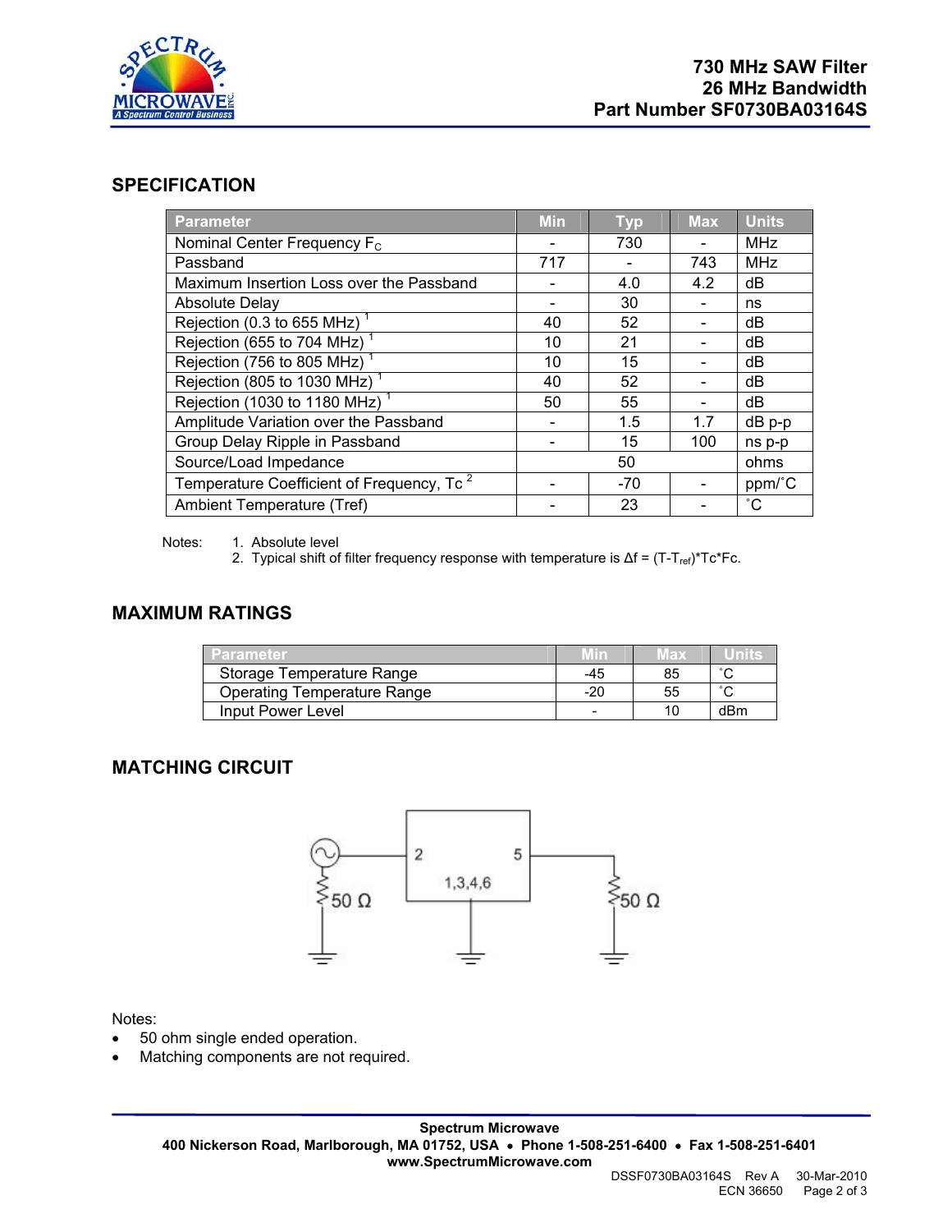**730 MHz SAW Filter**
**26 MHz Bandwidth**
**Part Number SF0730BA03164S**

## SPECIFICATION

| Parameter | Min | Typ | Max | Units |
|---|---|---|---|---|
| Nominal Center Frequency $F_C$ | - | 730 | - | MHz |
| Passband | 717 | - | 743 | MHz |
| Maximum Insertion Loss over the Passband | - | 4.0 | 4.2 | dB |
| Absolute Delay | - | 30 | - | ns |
| Rejection (0.3 to 655 MHz) [1] | 40 | 52 | - | dB |
| Rejection (655 to 704 MHz) [1] | 10 | 21 | - | dB |
| Rejection (756 to 805 MHz) [1] | 10 | 15 | - | dB |
| Rejection (805 to 1030 MHz) [1] | 40 | 52 | - | dB |
| Rejection (1030 to 1180 MHz) [1] | 50 | 55 | - | dB |
| Amplitude Variation over the Passband | - | 1.5 | 1.7 | dB p-p |
| Group Delay Ripple in Passband | - | 15 | 100 | ns p-p |
| Source/Load Impedance | | 50 | | ohms |
| Temperature Coefficient of Frequency, Tc [2] | - | -70 | - | ppm/˚C |
| Ambient Temperature (Tref) | - | 23 | - | ˚C |

Notes:
1. Absolute level
2. Typical shift of filter frequency response with temperature is $\Delta f = (T-T_{ref})*Tc*Fc$.

## MAXIMUM RATINGS

| Parameter | Min | Max | Units |
|---|---|---|---|
| Storage Temperature Range | -45 | 85 | ˚C |
| Operating Temperature Range | -20 | 55 | ˚C |
| Input Power Level | - | 10 | dBm |

## MATCHING CIRCUIT

Pin 2: input (50 Ω source) · Pin 5: output (50 Ω load) · Pins 1,3,4,6: ground

Notes:
- 50 ohm single ended operation.
- Matching components are not required.

**Spectrum Microwave**
**400 Nickerson Road, Marlborough, MA 01752, USA • Phone 1-508-251-6400 • Fax 1-508-251-6401**
**www.SpectrumMicrowave.com**

DSSF0730BA03164S Rev A 30-Mar-2010
ECN 36650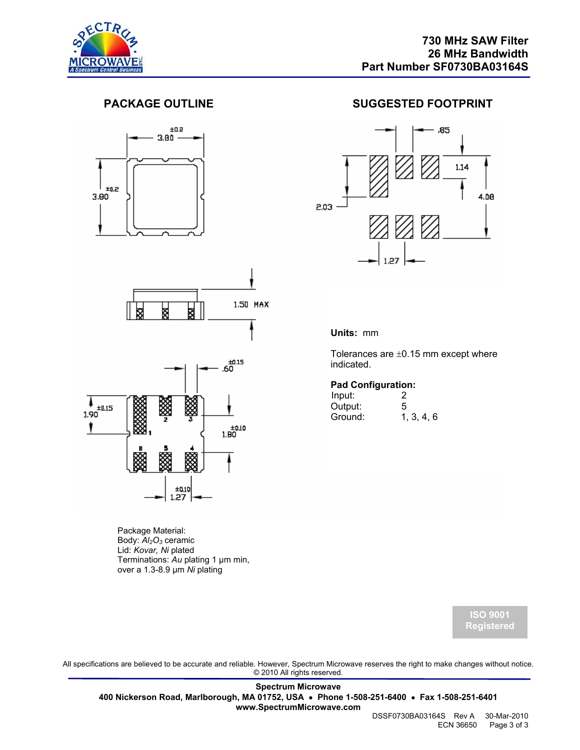# 730 MHz SAW Filter
# 26 MHz Bandwidth
# Part Number SF0730BA03164S

## PACKAGE OUTLINE

±0.2
3.80

±0.2
3.80

1.50 MAX

±0.15
.60

±0.15
1.90

±0.10
1.80

±0.10
1.27

1 2 3
6 5 4

## SUGGESTED FOOTPRINT

.85

1.14

4.08

2.03

1.27

**Units:** mm

Tolerances are ±0.15 mm except where indicated.

**Pad Configuration:**

| | |
|---|---|
| Input: | 2 |
| Output: | 5 |
| Ground: | 1, 3, 4, 6 |

Package Material:
Body: *$Al_2O_3$* ceramic
Lid: *Kovar, Ni* plated
Terminations: *Au* plating 1 µm min, over a 1.3-8.9 µm *Ni* plating

ISO 9001 Registered

All specifications are believed to be accurate and reliable. However, Spectrum Microwave reserves the right to make changes without notice.
© 2010 All rights reserved.

**Spectrum Microwave**
**400 Nickerson Road, Marlborough, MA 01752, USA • Phone 1-508-251-6400 • Fax 1-508-251-6401**
**www.SpectrumMicrowave.com**

DSSF0730BA03164S Rev A 30-Mar-2010
ECN 36650